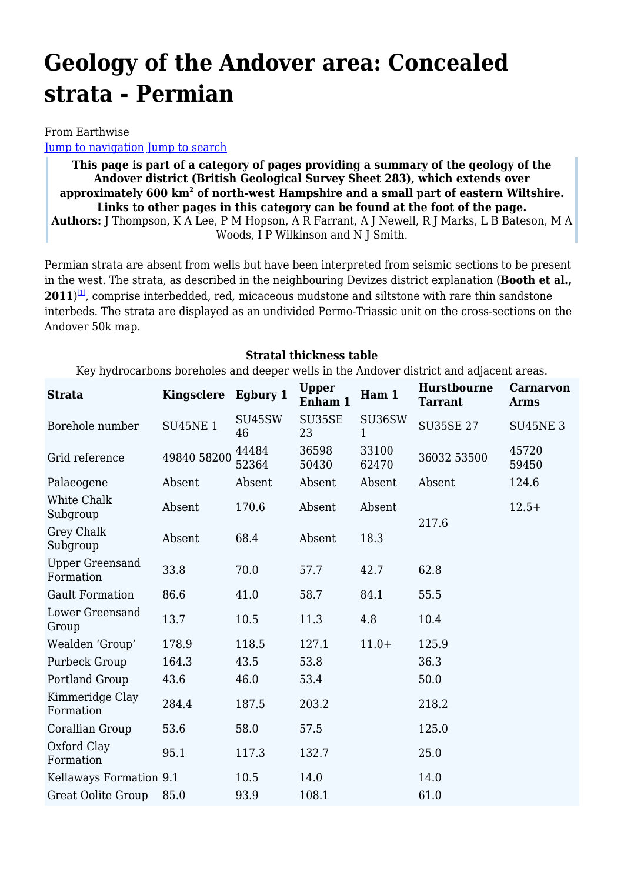# Geology of the Andover area: Concealed strata - Permian

From Earthwise

Jump to navigation Jump to search

**This page is part of a category of pages providing a summary of the geology of the Andover district (British Geological Survey Sheet 283), which extends over approximately 600 km² of north-west Hampshire and a small part of eastern Wiltshire. Links to other pages in this category can be found at the foot of the page.**
**Authors:** J Thompson, K A Lee, P M Hopson, A R Farrant, A J Newell, R J Marks, L B Bateson, M A Woods, I P Wilkinson and N J Smith.

Permian strata are absent from wells but have been interpreted from seismic sections to be present in the west. The strata, as described in the neighbouring Devizes district explanation (**Booth et al., 2011**)[1], comprise interbedded, red, micaceous mudstone and siltstone with rare thin sandstone interbeds. The strata are displayed as an undivided Permo-Triassic unit on the cross-sections on the Andover 50k map.

**Stratal thickness table**

Key hydrocarbons boreholes and deeper wells in the Andover district and adjacent areas.

| Strata | Kingsclere | Egbury 1 | Upper Enham 1 | Ham 1 | Hurstbourne Tarrant | Carnarvon Arms |
|---|---|---|---|---|---|---|
| Borehole number | SU45NE 1 | SU45SW 46 | SU35SE 23 | SU36SW 1 | SU35SE 27 | SU45NE 3 |
| Grid reference | 49840 58200 | 44484 52364 | 36598 50430 | 33100 62470 | 36032 53500 | 45720 59450 |
| Palaeogene | Absent | Absent | Absent | Absent | Absent | 124.6 |
| White Chalk Subgroup | Absent | 170.6 | Absent | Absent | 217.6 | 12.5+ |
| Grey Chalk Subgroup | Absent | 68.4 | Absent | 18.3 | | |
| Upper Greensand Formation | 33.8 | 70.0 | 57.7 | 42.7 | 62.8 | |
| Gault Formation | 86.6 | 41.0 | 58.7 | 84.1 | 55.5 | |
| Lower Greensand Group | 13.7 | 10.5 | 11.3 | 4.8 | 10.4 | |
| Wealden ‘Group’ | 178.9 | 118.5 | 127.1 | 11.0+ | 125.9 | |
| Purbeck Group | 164.3 | 43.5 | 53.8 | | 36.3 | |
| Portland Group | 43.6 | 46.0 | 53.4 | | 50.0 | |
| Kimmeridge Clay Formation | 284.4 | 187.5 | 203.2 | | 218.2 | |
| Corallian Group | 53.6 | 58.0 | 57.5 | | 125.0 | |
| Oxford Clay Formation | 95.1 | 117.3 | 132.7 | | 25.0 | |
| Kellaways Formation | 9.1 | 10.5 | 14.0 | | 14.0 | |
| Great Oolite Group | 85.0 | 93.9 | 108.1 | | 61.0 | |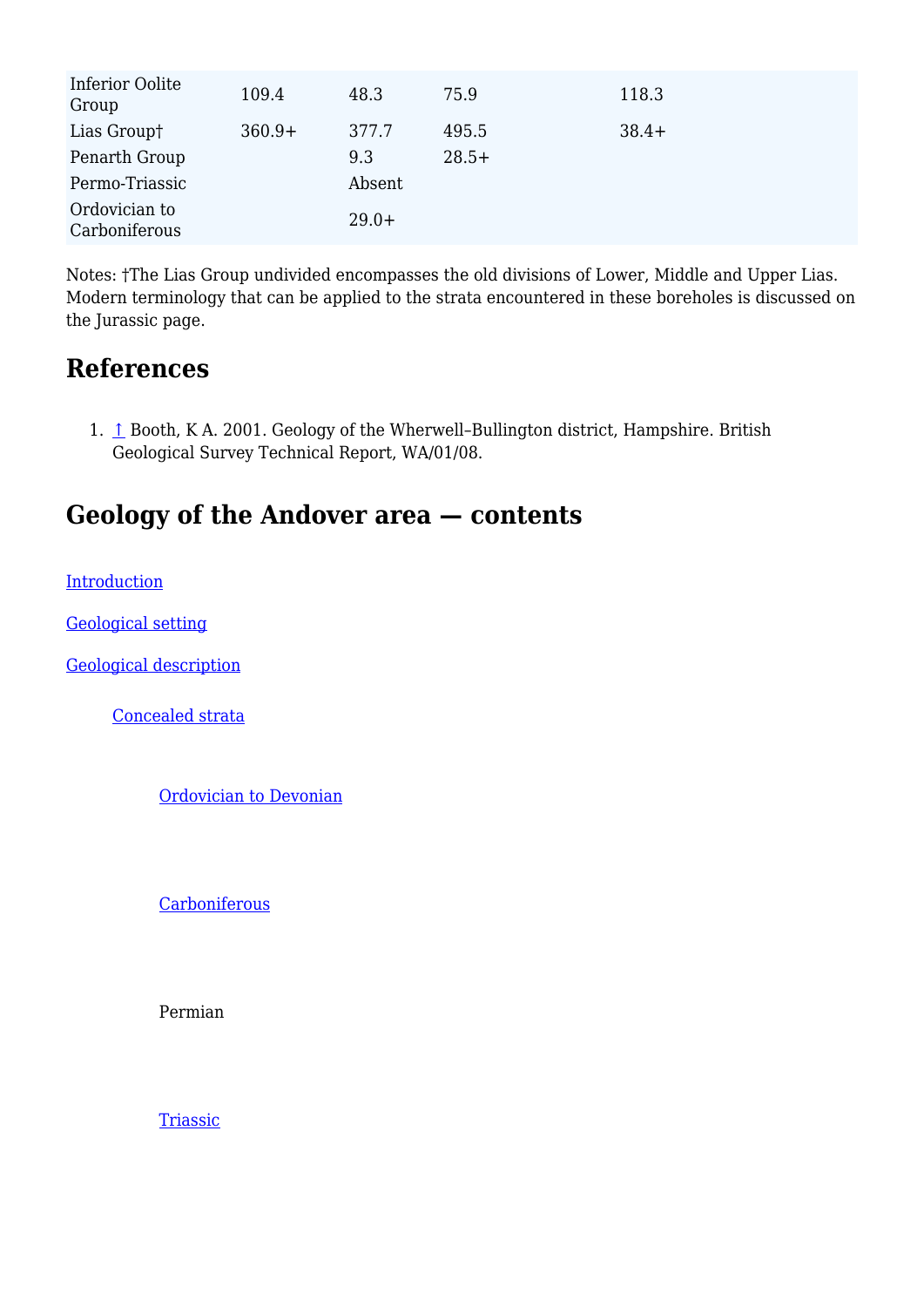| | | | | | |
|---|---|---|---|---|---|
| Inferior Oolite Group | 109.4 | 48.3 | 75.9 | | 118.3 |
| Lias Group† | 360.9+ | 377.7 | 495.5 | | 38.4+ |
| Penarth Group | | 9.3 | 28.5+ | | |
| Permo-Triassic | | Absent | | | |
| Ordovician to Carboniferous | | 29.0+ | | | |

Notes: †The Lias Group undivided encompasses the old divisions of Lower, Middle and Upper Lias. Modern terminology that can be applied to the strata encountered in these boreholes is discussed on the Jurassic page.

## References

1. ↑ Booth, K A. 2001. Geology of the Wherwell–Bullington district, Hampshire. British Geological Survey Technical Report, WA/01/08.

## Geology of the Andover area — contents

Introduction

Geological setting

Geological description

- Concealed strata
  - Ordovician to Devonian
  - Carboniferous
  - Permian
  - Triassic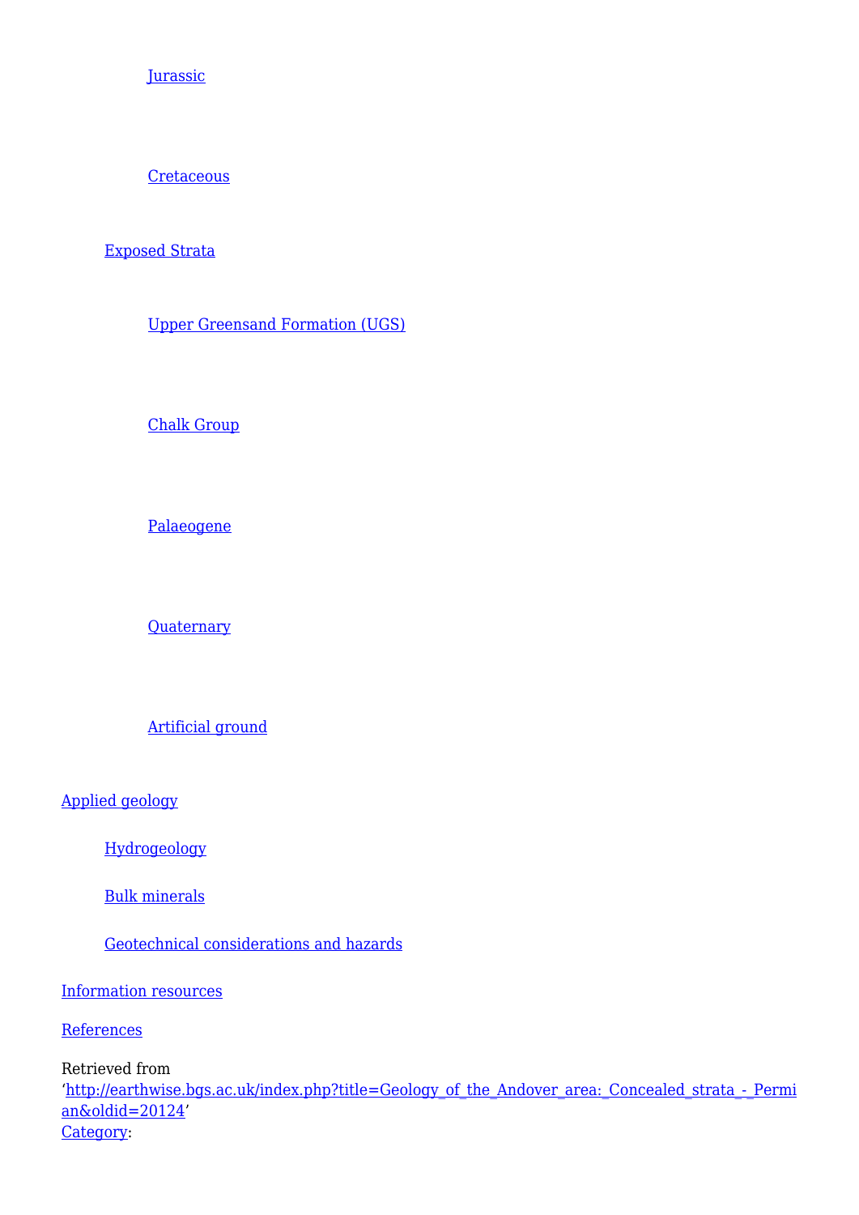- Jurassic
- Cretaceous
- Exposed Strata
  - Upper Greensand Formation (UGS)
  - Chalk Group
  - Palaeogene
  - Quaternary
  - Artificial ground
- Applied geology
  - Hydrogeology
  - Bulk minerals
  - Geotechnical considerations and hazards
- Information resources
- References

Retrieved from
'http://earthwise.bgs.ac.uk/index.php?title=Geology_of_the_Andover_area:_Concealed_strata_-_Permian&oldid=20124'
Category: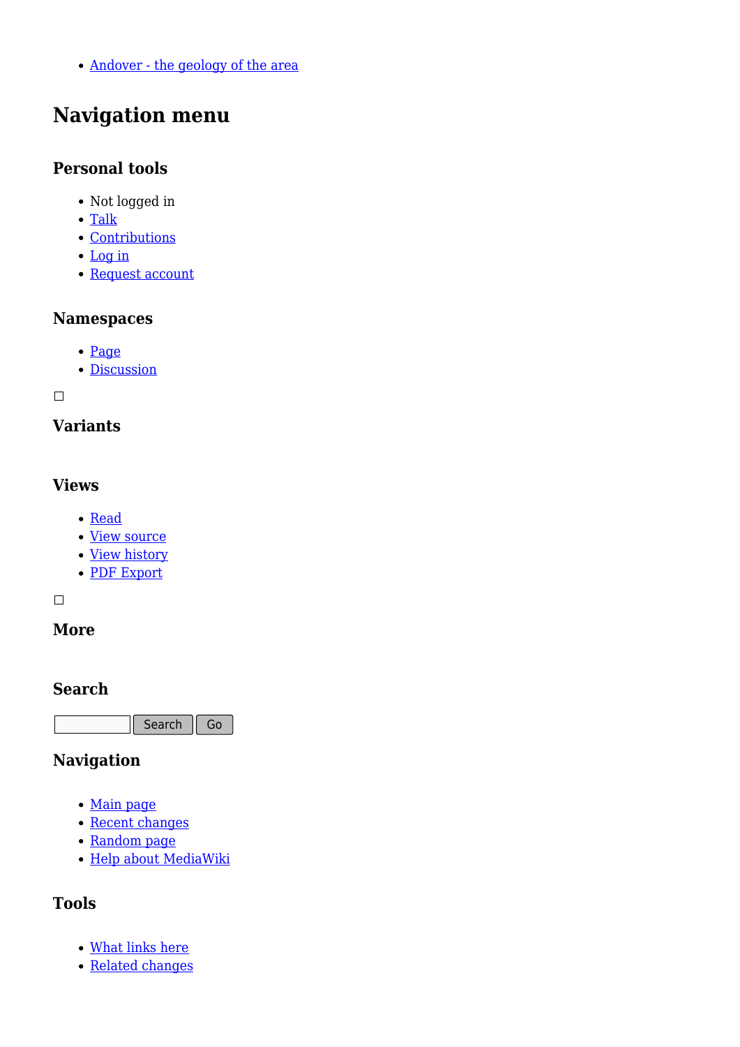- Andover - the geology of the area

# Navigation menu

## Personal tools

- Not logged in
- Talk
- Contributions
- Log in
- Request account

## Namespaces

- Page
- Discussion

## Variants

## Views

- Read
- View source
- View history
- PDF Export

## More

## Search

Search Go

## Navigation

- Main page
- Recent changes
- Random page
- Help about MediaWiki

## Tools

- What links here
- Related changes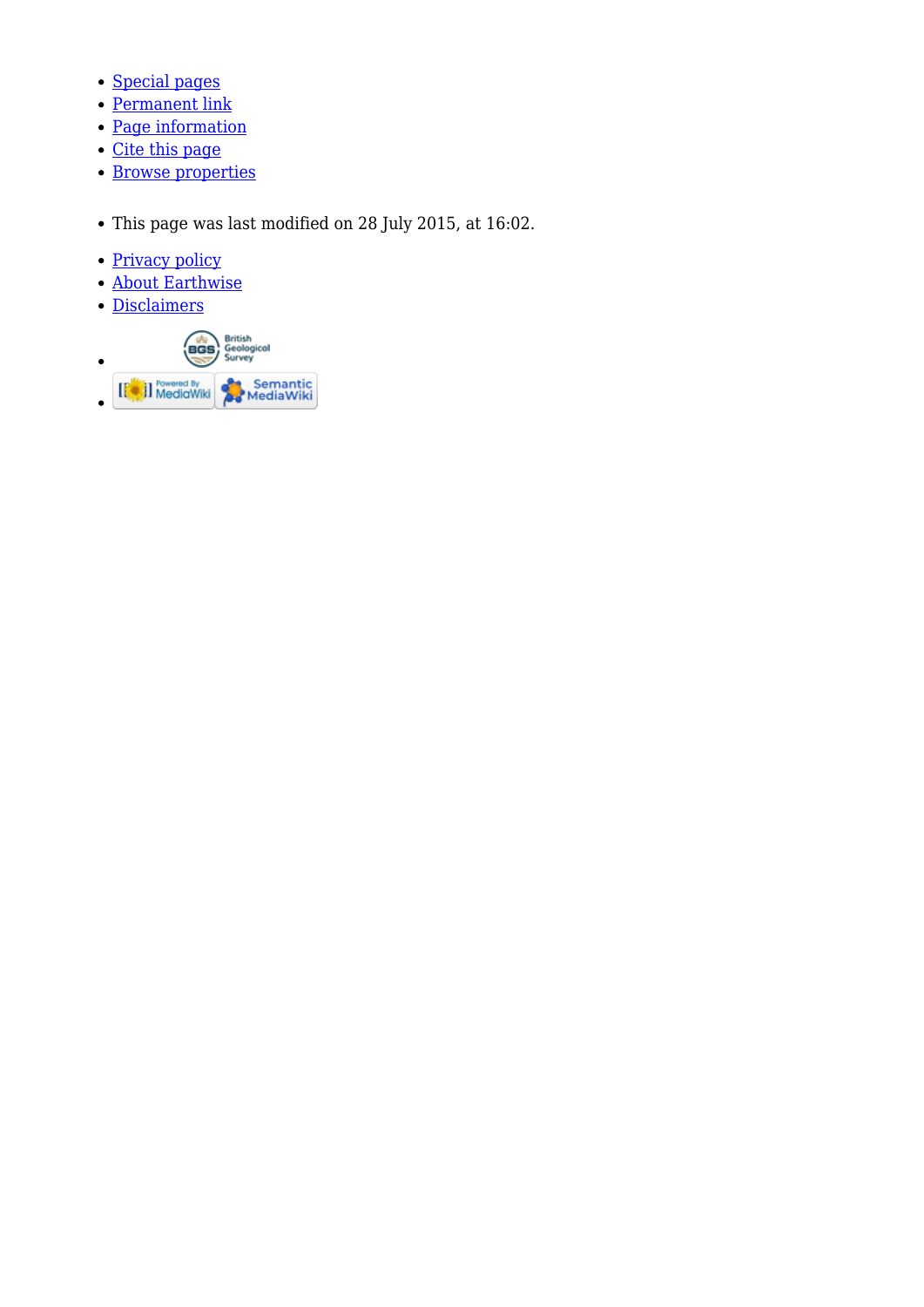- Special pages
- Permanent link
- Page information
- Cite this page
- Browse properties

- This page was last modified on 28 July 2015, at 16:02.

- Privacy policy
- About Earthwise
- Disclaimers